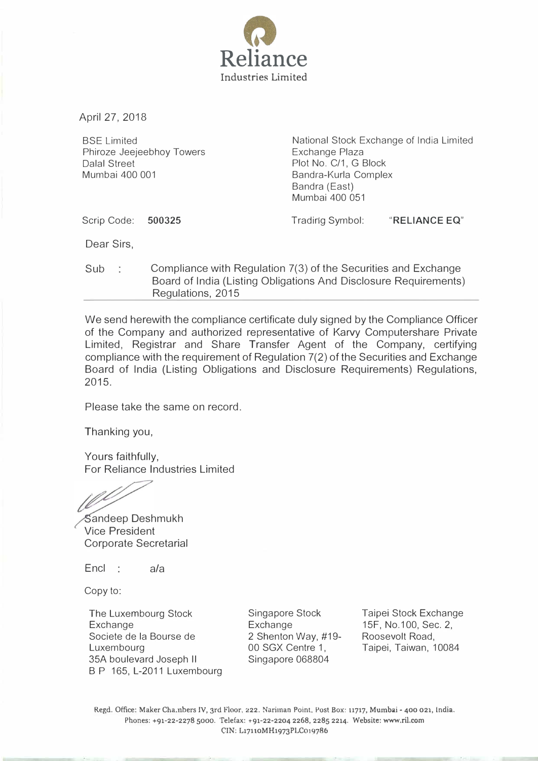**Reliance**
Industries Limited

April 27, 2018

BSE Limited
Phiroze Jeejeebhoy Towers
Dalal Street
Mumbai 400 001

National Stock Exchange of India Limited
Exchange Plaza
Plot No. C/1, G Block
Bandra-Kurla Complex
Bandra (East)
Mumbai 400 051

Scrip Code: **500325**

Trading Symbol: "**RELIANCE EQ**"

Dear Sirs,

Sub : Compliance with Regulation 7(3) of the Securities and Exchange Board of India (Listing Obligations And Disclosure Requirements) Regulations, 2015

We send herewith the compliance certificate duly signed by the Compliance Officer of the Company and authorized representative of Karvy Computershare Private Limited, Registrar and Share Transfer Agent of the Company, certifying compliance with the requirement of Regulation 7(2) of the Securities and Exchange Board of India (Listing Obligations and Disclosure Requirements) Regulations, 2015.

Please take the same on record.

Thanking you,

Yours faithfully,
For Reliance Industries Limited

Sandeep Deshmukh
Vice President
Corporate Secretarial

Encl : a/a

Copy to:

The Luxembourg Stock Exchange
Societe de la Bourse de Luxembourg
35A boulevard Joseph II
B P 165, L-2011 Luxembourg

Singapore Stock Exchange
2 Shenton Way, #19-00 SGX Centre 1,
Singapore 068804

Taipei Stock Exchange
15F, No.100, Sec. 2,
Roosevolt Road,
Taipei, Taiwan, 10084

Regd. Office: Maker Chambers IV, 3rd Floor, 222, Nariman Point, Post Box: 11717, Mumbai - 400 021, India.
Phones: +91-22-2278 5000. Telefax: +91-22-2204 2268, 2285 2214. Website: www.ril.com
CIN: L17110MH1973PLC019786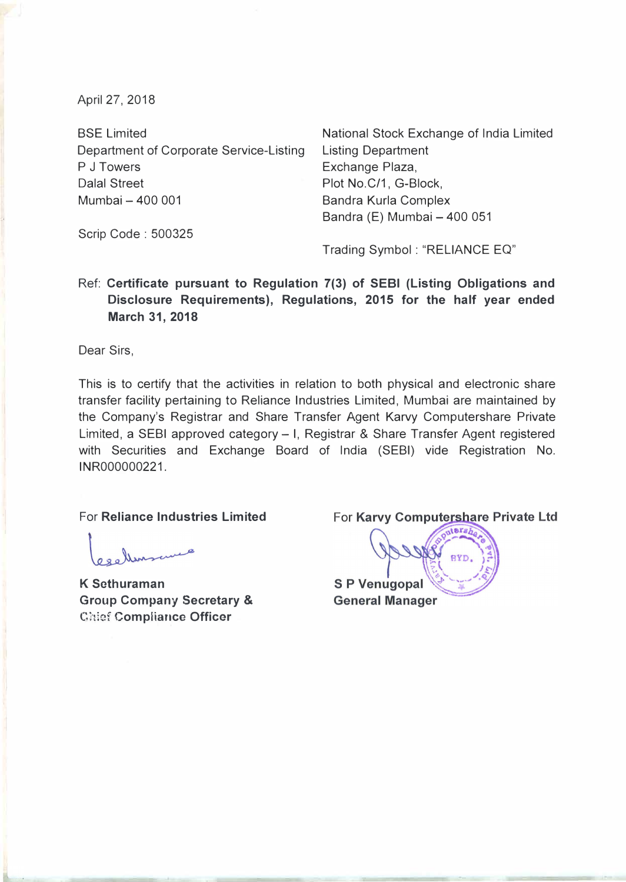April 27, 2018

BSE Limited
Department of Corporate Service-Listing
P J Towers
Dalal Street
Mumbai – 400 001

Scrip Code : 500325

National Stock Exchange of India Limited
Listing Department
Exchange Plaza,
Plot No.C/1, G-Block,
Bandra Kurla Complex
Bandra (E) Mumbai – 400 051

Trading Symbol : "RELIANCE EQ"

Ref: **Certificate pursuant to Regulation 7(3) of SEBI (Listing Obligations and Disclosure Requirements), Regulations, 2015 for the half year ended March 31, 2018**

Dear Sirs,

This is to certify that the activities in relation to both physical and electronic share transfer facility pertaining to Reliance Industries Limited, Mumbai are maintained by the Company's Registrar and Share Transfer Agent Karvy Computershare Private Limited, a SEBI approved category – I, Registrar & Share Transfer Agent registered with Securities and Exchange Board of India (SEBI) vide Registration No. INR000000221.

For **Reliance Industries Limited**

**K Sethuraman**
**Group Company Secretary &**
**Chief Compliance Officer**

For **Karvy Computershare Private Ltd**

**S P Venugopal**
**General Manager**